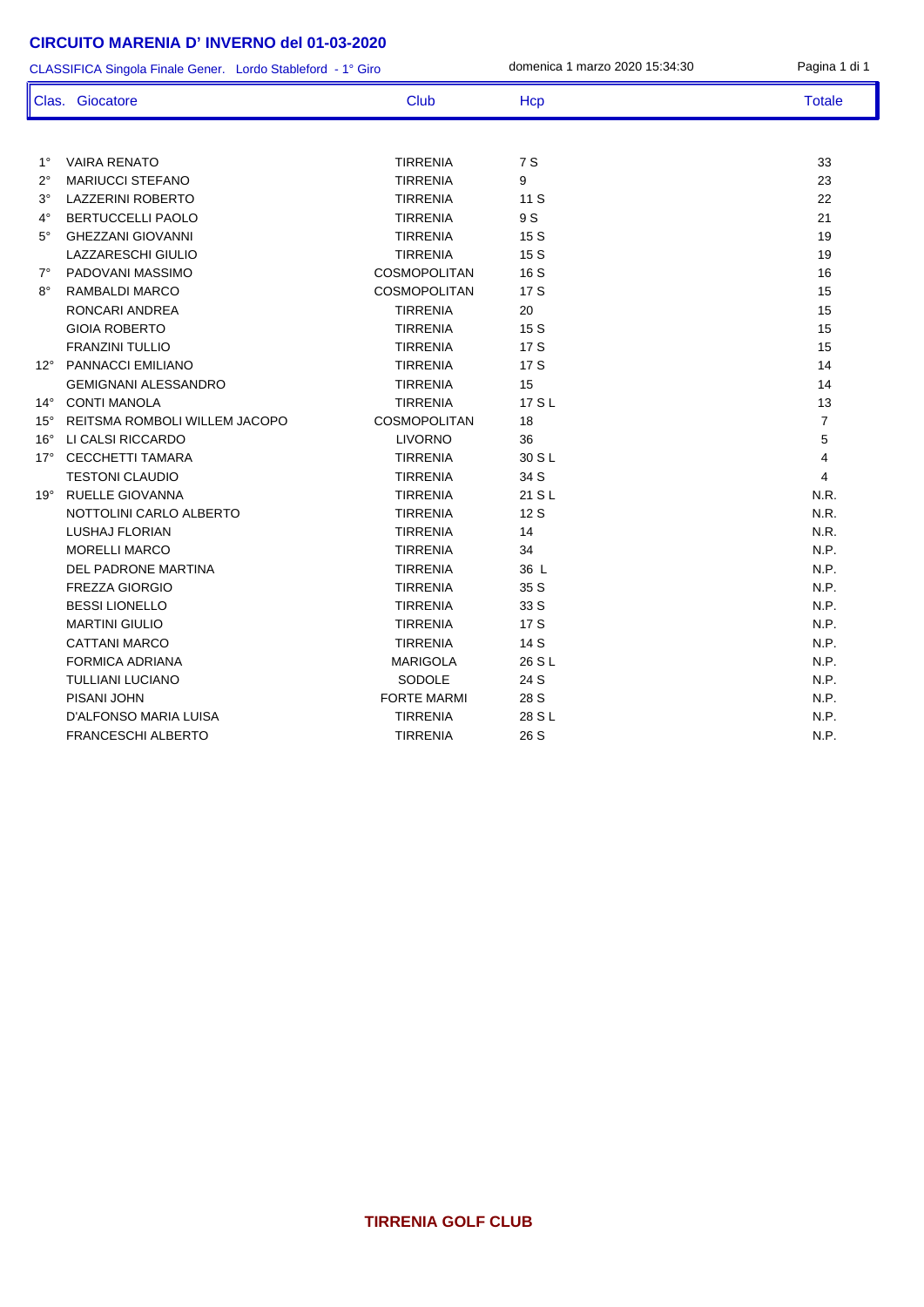# CIRCUITO MARENIA D' INVERNO del 01-03-2020

CLASSIFICA Singola Finale Gener. Lordo Stableford - 1° Giro

domenica 1 marzo 2020 15:34:30

| Clas. | Giocatore | Club | Hcp | Totale |
|---|---|---|---|---|
| 1° | VAIRA RENATO | TIRRENIA | 7 S | 33 |
| 2° | MARIUCCI STEFANO | TIRRENIA | 9 | 23 |
| 3° | LAZZERINI ROBERTO | TIRRENIA | 11 S | 22 |
| 4° | BERTUCCELLI PAOLO | TIRRENIA | 9 S | 21 |
| 5° | GHEZZANI GIOVANNI | TIRRENIA | 15 S | 19 |
| | LAZZARESCHI GIULIO | TIRRENIA | 15 S | 19 |
| 7° | PADOVANI MASSIMO | COSMOPOLITAN | 16 S | 16 |
| 8° | RAMBALDI MARCO | COSMOPOLITAN | 17 S | 15 |
| | RONCARI ANDREA | TIRRENIA | 20 | 15 |
| | GIOIA ROBERTO | TIRRENIA | 15 S | 15 |
| | FRANZINI TULLIO | TIRRENIA | 17 S | 15 |
| 12° | PANNACCI EMILIANO | TIRRENIA | 17 S | 14 |
| | GEMIGNANI ALESSANDRO | TIRRENIA | 15 | 14 |
| 14° | CONTI MANOLA | TIRRENIA | 17 S L | 13 |
| 15° | REITSMA ROMBOLI WILLEM JACOPO | COSMOPOLITAN | 18 | 7 |
| 16° | LI CALSI RICCARDO | LIVORNO | 36 | 5 |
| 17° | CECCHETTI TAMARA | TIRRENIA | 30 S L | 4 |
| | TESTONI CLAUDIO | TIRRENIA | 34 S | 4 |
| 19° | RUELLE GIOVANNA | TIRRENIA | 21 S L | N.R. |
| | NOTTOLINI CARLO ALBERTO | TIRRENIA | 12 S | N.R. |
| | LUSHAJ FLORIAN | TIRRENIA | 14 | N.R. |
| | MORELLI MARCO | TIRRENIA | 34 | N.P. |
| | DEL PADRONE MARTINA | TIRRENIA | 36 L | N.P. |
| | FREZZA GIORGIO | TIRRENIA | 35 S | N.P. |
| | BESSI LIONELLO | TIRRENIA | 33 S | N.P. |
| | MARTINI GIULIO | TIRRENIA | 17 S | N.P. |
| | CATTANI MARCO | TIRRENIA | 14 S | N.P. |
| | FORMICA ADRIANA | MARIGOLA | 26 S L | N.P. |
| | TULLIANI LUCIANO | SODOLE | 24 S | N.P. |
| | PISANI JOHN | FORTE MARMI | 28 S | N.P. |
| | D'ALFONSO MARIA LUISA | TIRRENIA | 28 S L | N.P. |
| | FRANCESCHI ALBERTO | TIRRENIA | 26 S | N.P. |

**TIRRENIA GOLF CLUB**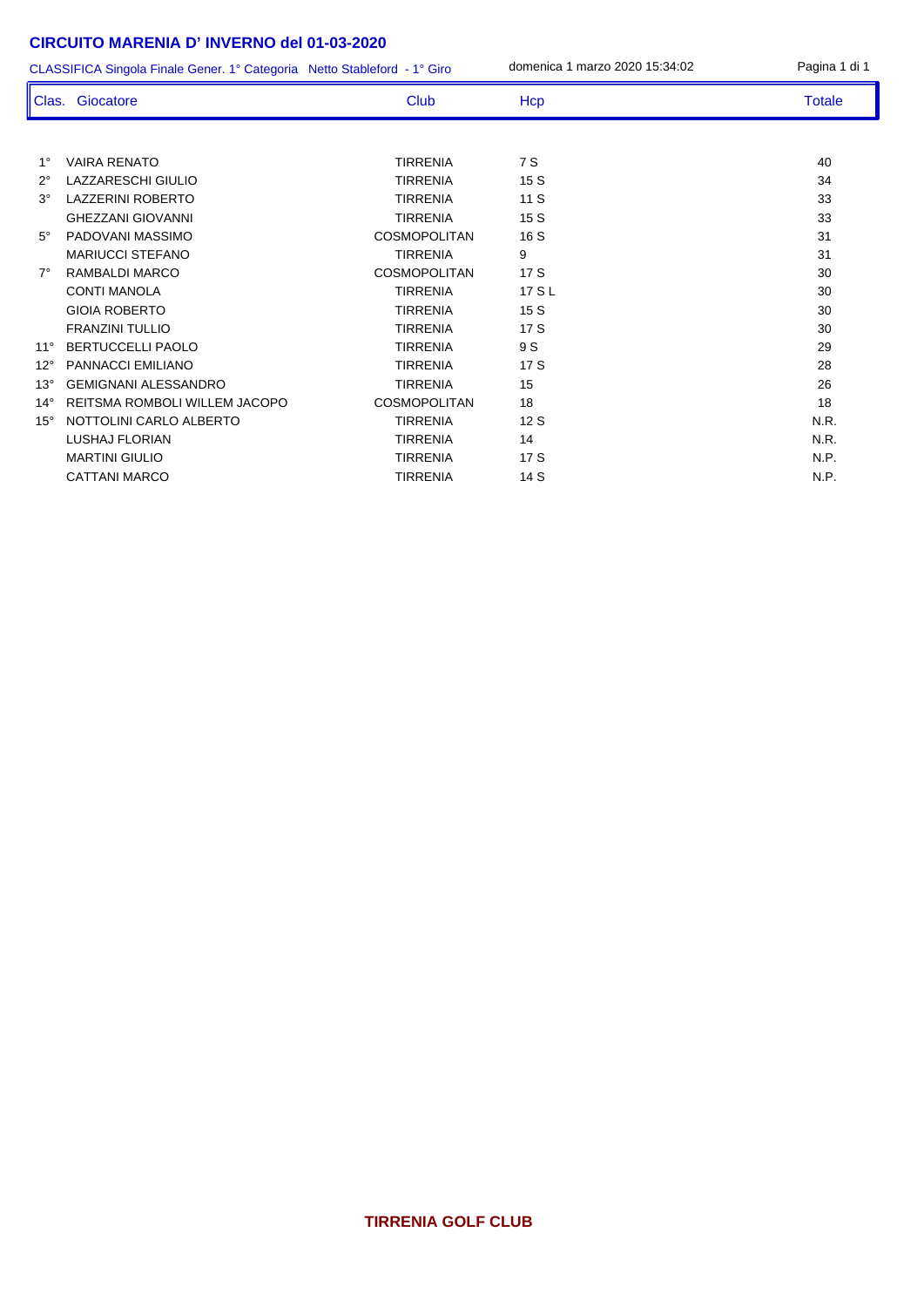# CIRCUITO MARENIA D' INVERNO del 01-03-2020

CLASSIFICA Singola Finale Gener. 1° Categoria Netto Stableford - 1° Giro

domenica 1 marzo 2020 15:34:02

| Clas. | Giocatore | Club | Hcp | Totale |
|---|---|---|---|---|
| 1° | VAIRA RENATO | TIRRENIA | 7 S | 40 |
| 2° | LAZZARESCHI GIULIO | TIRRENIA | 15 S | 34 |
| 3° | LAZZERINI ROBERTO | TIRRENIA | 11 S | 33 |
| | GHEZZANI GIOVANNI | TIRRENIA | 15 S | 33 |
| 5° | PADOVANI MASSIMO | COSMOPOLITAN | 16 S | 31 |
| | MARIUCCI STEFANO | TIRRENIA | 9 | 31 |
| 7° | RAMBALDI MARCO | COSMOPOLITAN | 17 S | 30 |
| | CONTI MANOLA | TIRRENIA | 17 S L | 30 |
| | GIOIA ROBERTO | TIRRENIA | 15 S | 30 |
| | FRANZINI TULLIO | TIRRENIA | 17 S | 30 |
| 11° | BERTUCCELLI PAOLO | TIRRENIA | 9 S | 29 |
| 12° | PANNACCI EMILIANO | TIRRENIA | 17 S | 28 |
| 13° | GEMIGNANI ALESSANDRO | TIRRENIA | 15 | 26 |
| 14° | REITSMA ROMBOLI WILLEM JACOPO | COSMOPOLITAN | 18 | 18 |
| 15° | NOTTOLINI CARLO ALBERTO | TIRRENIA | 12 S | N.R. |
| | LUSHAJ FLORIAN | TIRRENIA | 14 | N.R. |
| | MARTINI GIULIO | TIRRENIA | 17 S | N.P. |
| | CATTANI MARCO | TIRRENIA | 14 S | N.P. |

**TIRRENIA GOLF CLUB**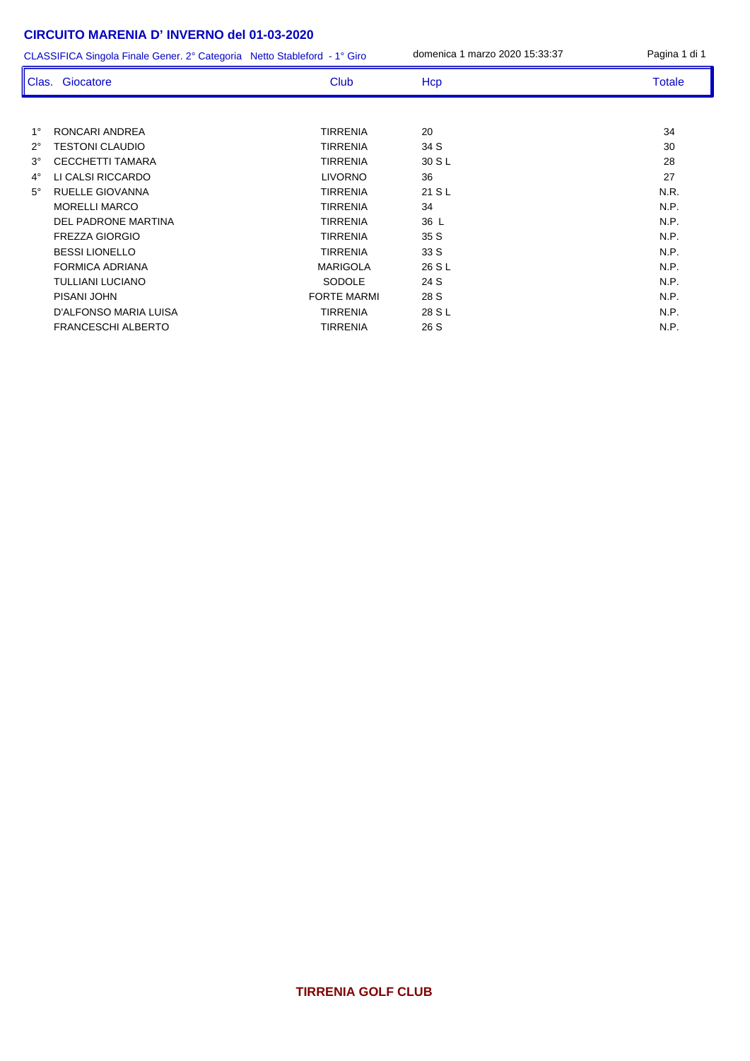# CIRCUITO MARENIA D' INVERNO del 01-03-2020

CLASSIFICA Singola Finale Gener. 2° Categoria Netto Stableford - 1° Giro

domenica 1 marzo 2020 15:33:37

| Clas. | Giocatore | Club | Hcp | Totale |
|---|---|---|---|---|
| 1° | RONCARI ANDREA | TIRRENIA | 20 | 34 |
| 2° | TESTONI CLAUDIO | TIRRENIA | 34 S | 30 |
| 3° | CECCHETTI TAMARA | TIRRENIA | 30 S L | 28 |
| 4° | LI CALSI RICCARDO | LIVORNO | 36 | 27 |
| 5° | RUELLE GIOVANNA | TIRRENIA | 21 S L | N.R. |
| | MORELLI MARCO | TIRRENIA | 34 | N.P. |
| | DEL PADRONE MARTINA | TIRRENIA | 36 L | N.P. |
| | FREZZA GIORGIO | TIRRENIA | 35 S | N.P. |
| | BESSI LIONELLO | TIRRENIA | 33 S | N.P. |
| | FORMICA ADRIANA | MARIGOLA | 26 S L | N.P. |
| | TULLIANI LUCIANO | SODOLE | 24 S | N.P. |
| | PISANI JOHN | FORTE MARMI | 28 S | N.P. |
| | D'ALFONSO MARIA LUISA | TIRRENIA | 28 S L | N.P. |
| | FRANCESCHI ALBERTO | TIRRENIA | 26 S | N.P. |

**TIRRENIA GOLF CLUB**